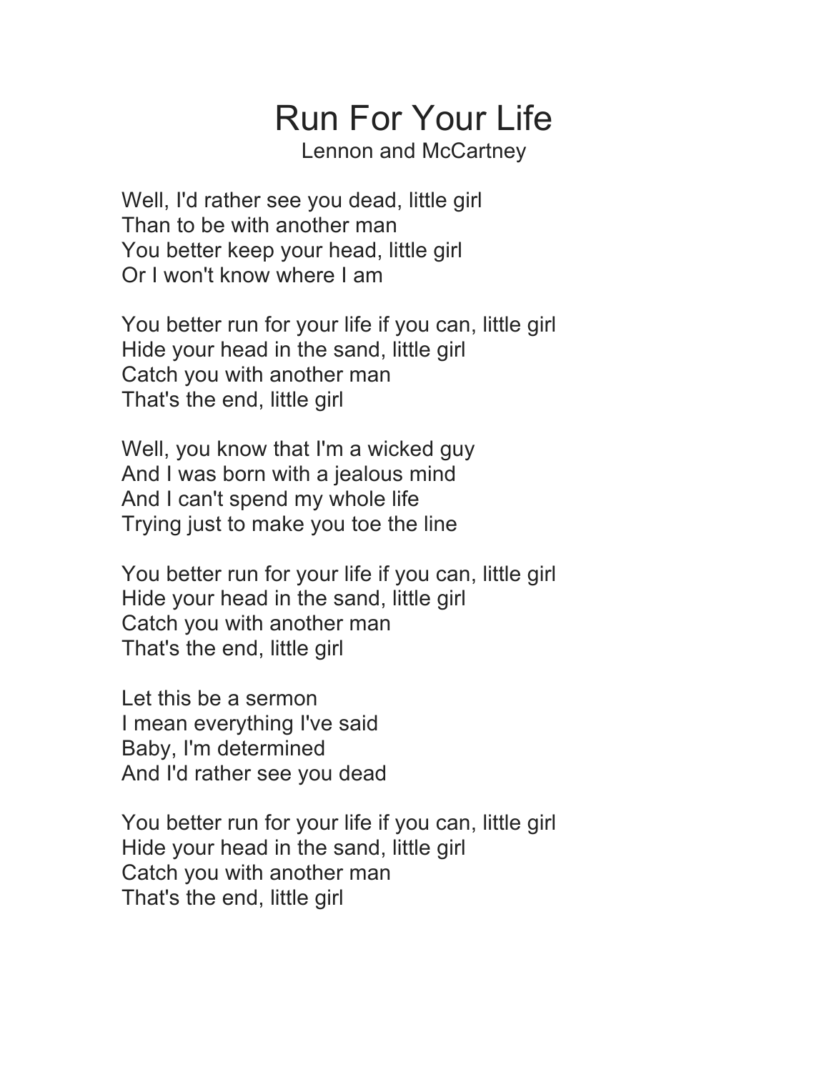# Run For Your Life

Lennon and McCartney

Well, I'd rather see you dead, little girl
Than to be with another man
You better keep your head, little girl
Or I won't know where I am

You better run for your life if you can, little girl
Hide your head in the sand, little girl
Catch you with another man
That's the end, little girl

Well, you know that I'm a wicked guy
And I was born with a jealous mind
And I can't spend my whole life
Trying just to make you toe the line

You better run for your life if you can, little girl
Hide your head in the sand, little girl
Catch you with another man
That's the end, little girl

Let this be a sermon
I mean everything I've said
Baby, I'm determined
And I'd rather see you dead

You better run for your life if you can, little girl
Hide your head in the sand, little girl
Catch you with another man
That's the end, little girl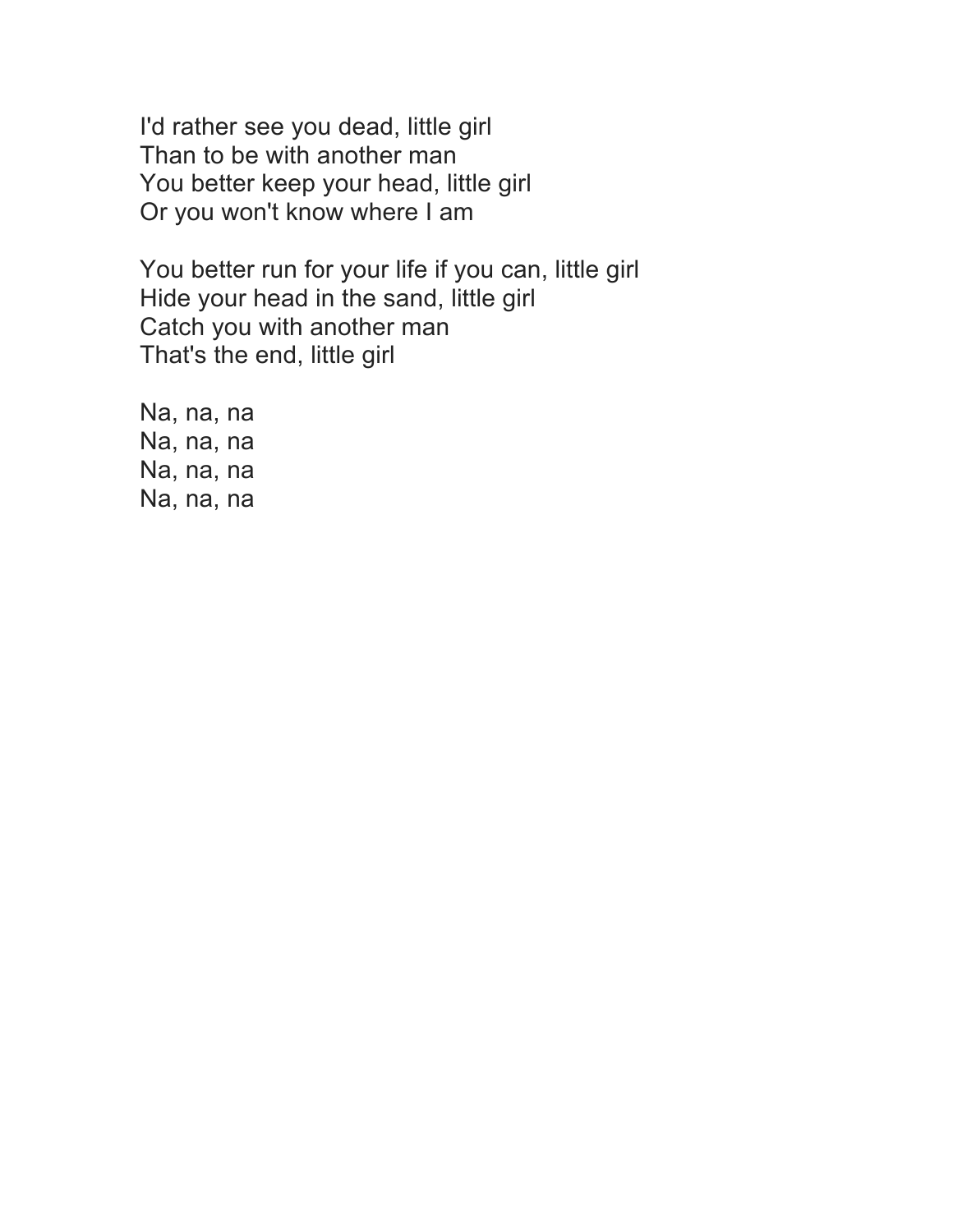I'd rather see you dead, little girl
Than to be with another man
You better keep your head, little girl
Or you won't know where I am

You better run for your life if you can, little girl
Hide your head in the sand, little girl
Catch you with another man
That's the end, little girl

Na, na, na
Na, na, na
Na, na, na
Na, na, na